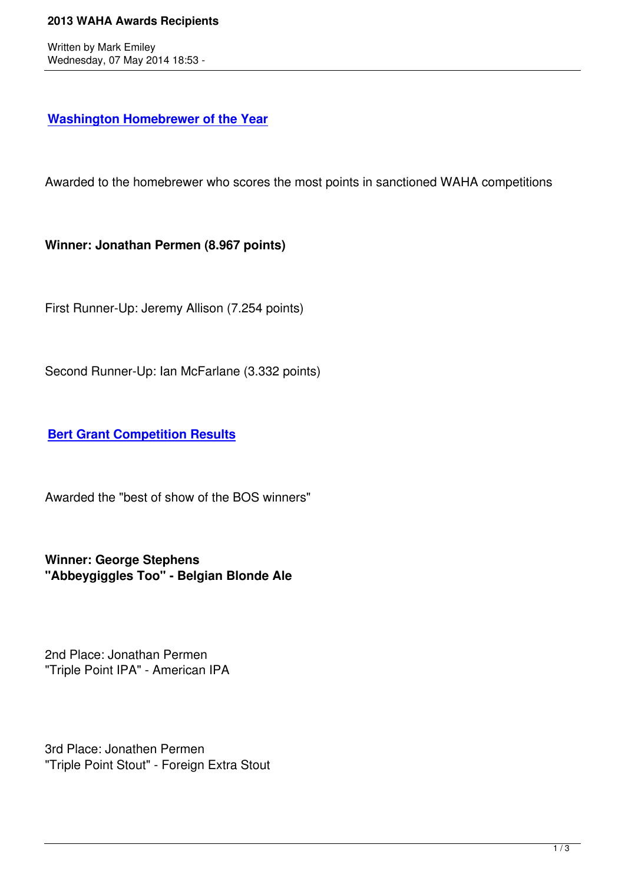## Washington Homebrewer of the Year

Awarded to the homebrewer who scores the most points in sanctioned WAHA competitions

**Winner: Jonathan Permen (8.967 points)**

First Runner-Up: Jeremy Allison (7.254 points)

Second Runner-Up: Ian McFarlane (3.332 points)

## Bert Grant Competition Results

Awarded the "best of show of the BOS winners"

**Winner: George Stephens**
**"Abbeygiggles Too" - Belgian Blonde Ale**

2nd Place: Jonathan Permen
"Triple Point IPA" - American IPA

3rd Place: Jonathen Permen
"Triple Point Stout" - Foreign Extra Stout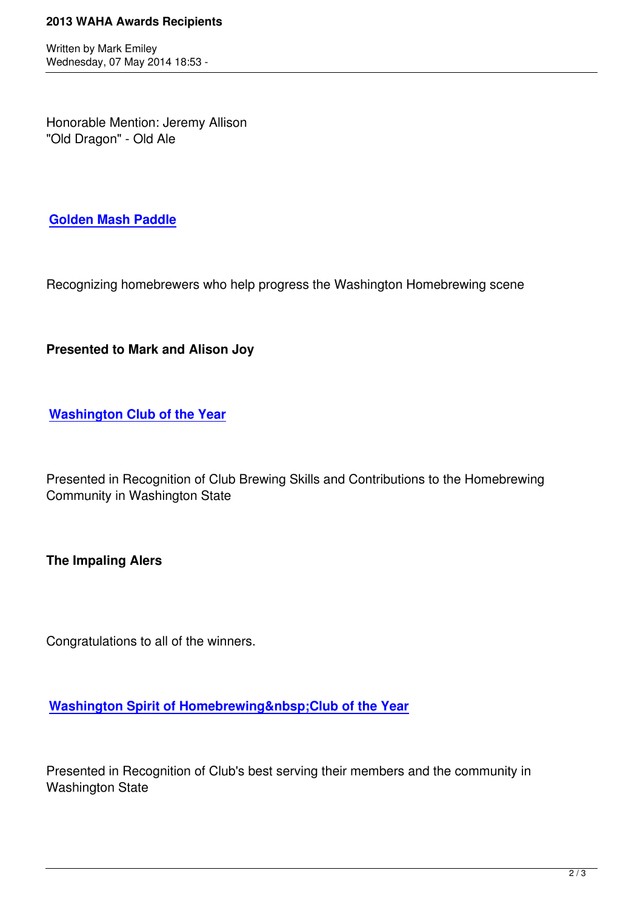Honorable Mention: Jeremy Allison
"Old Dragon" - Old Ale

## [Golden Mash Paddle]

Recognizing homebrewers who help progress the Washington Homebrewing scene

**Presented to Mark and Alison Joy**

## [Washington Club of the Year]

Presented in Recognition of Club Brewing Skills and Contributions to the Homebrewing Community in Washington State

**The Impaling Alers**

Congratulations to all of the winners.

## [Washington Spirit of Homebrewing&nbsp;Club of the Year]

Presented in Recognition of Club's best serving their members and the community in Washington State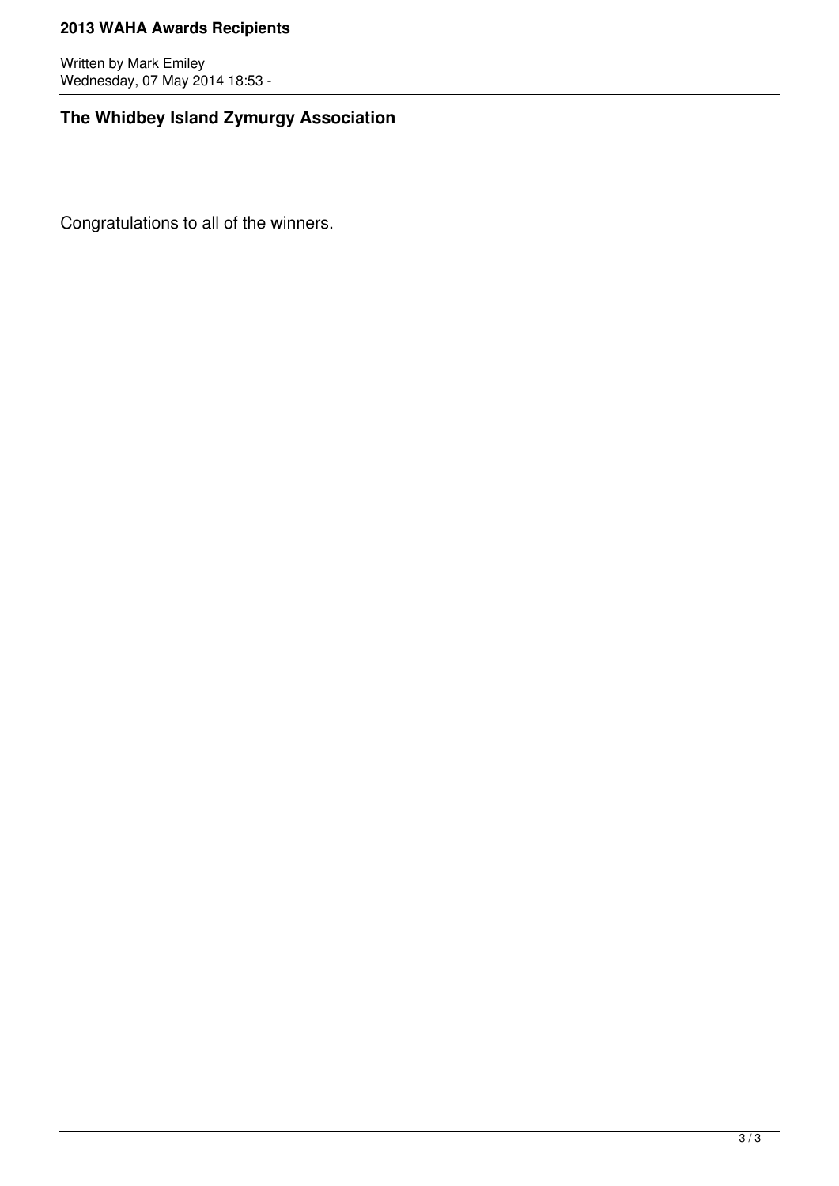**The Whidbey Island Zymurgy Association**

Congratulations to all of the winners.